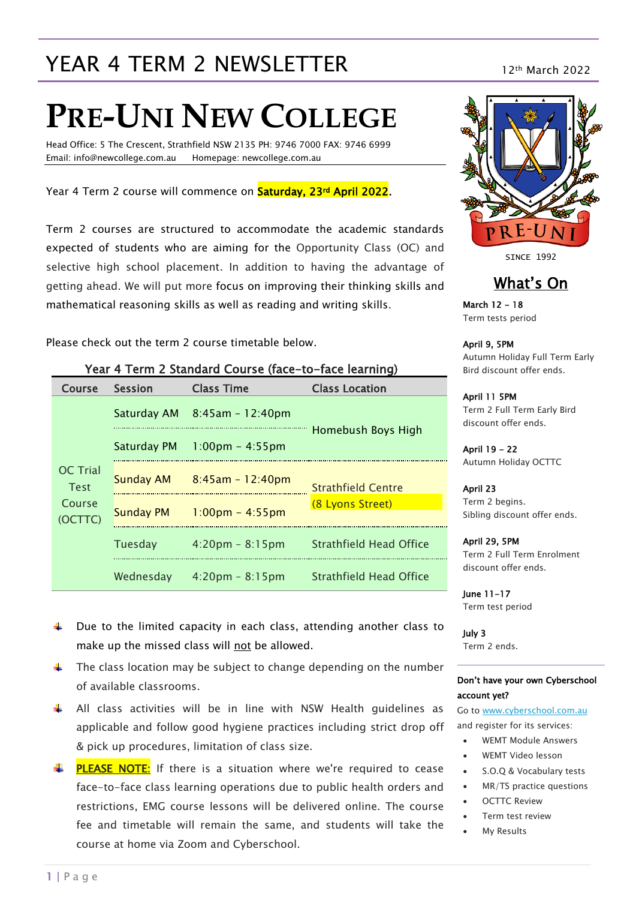# YEAR 4 TERM 2 NEWSLETTER

12th March 2022

# PRE-UNI NEW COLLEGE

Head Office: 5 The Crescent, Strathfield NSW 2135 PH: 9746 7000 FAX: 9746 6999
Email: info@newcollege.com.au Homepage: newcollege.com.au

Year 4 Term 2 course will commence on **Saturday, 23rd April 2022**.

Term 2 courses are structured to accommodate the academic standards expected of students who are aiming for the Opportunity Class (OC) and selective high school placement. In addition to having the advantage of getting ahead. We will put more focus on improving their thinking skills and mathematical reasoning skills as well as reading and writing skills.

Please check out the term 2 course timetable below.

**Year 4 Term 2 Standard Course (face-to-face learning)**

| Course | Session | Class Time | Class Location |
|---|---|---|---|
| OC Trial Test Course (OCTTC) | Saturday AM | 8:45am – 12:40pm | Homebush Boys High |
| | Saturday PM | 1:00pm – 4:55pm | |
| | Sunday AM | 8:45am – 12:40pm | Strathfield Centre (8 Lyons Street) |
| | Sunday PM | 1:00pm – 4:55pm | |
| | Tuesday | 4:20pm – 8:15pm | Strathfield Head Office |
| | Wednesday | 4:20pm – 8:15pm | Strathfield Head Office |

- Due to the limited capacity in each class, attending another class to make up the missed class will not be allowed.
- The class location may be subject to change depending on the number of available classrooms.
- All class activities will be in line with NSW Health guidelines as applicable and follow good hygiene practices including strict drop off & pick up procedures, limitation of class size.
- **PLEASE NOTE:** If there is a situation where we're required to cease face-to-face class learning operations due to public health orders and restrictions, EMG course lessons will be delivered online. The course fee and timetable will remain the same, and students will take the course at home via Zoom and Cyberschool.

PRE-UNI
SINCE 1992

## What's On

**March 12 – 18**
Term tests period

**April 9, 5PM**
Autumn Holiday Full Term Early Bird discount offer ends.

**April 11 5PM**
Term 2 Full Term Early Bird discount offer ends.

**April 19 – 22**
Autumn Holiday OCTTC

**April 23**
Term 2 begins.
Sibling discount offer ends.

**April 29, 5PM**
Term 2 Full Term Enrolment discount offer ends.

**June 11–17**
Term test period

**July 3**
Term 2 ends.

**Don't have your own Cyberschool account yet?**

Go to www.cyberschool.com.au and register for its services:

- WEMT Module Answers
- WEMT Video lesson
- S.O.Q & Vocabulary tests
- MR/TS practice questions
- OCTTC Review
- Term test review
- My Results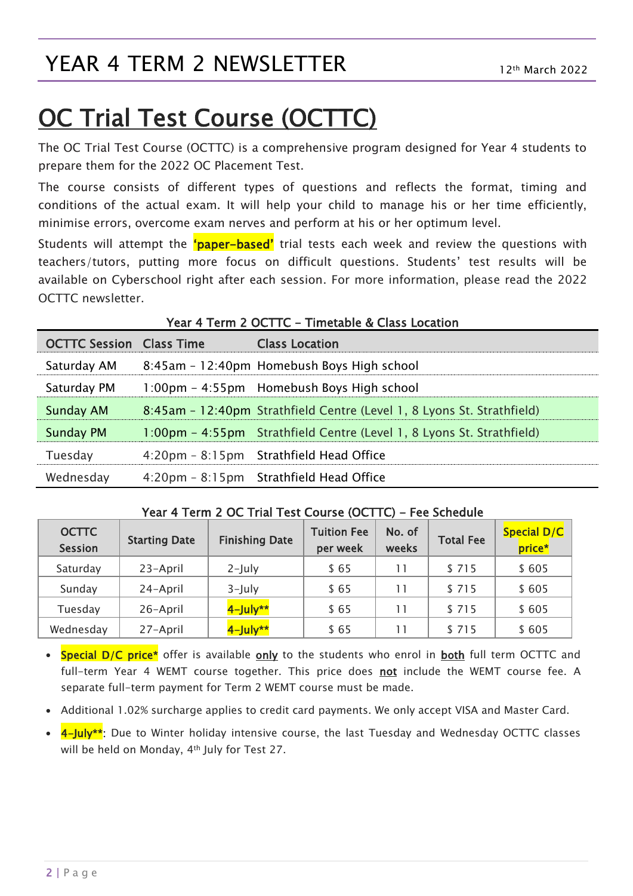# YEAR 4 TERM 2 NEWSLETTER

12th March 2022

# OC Trial Test Course (OCTTC)

The OC Trial Test Course (OCTTC) is a comprehensive program designed for Year 4 students to prepare them for the 2022 OC Placement Test.

The course consists of different types of questions and reflects the format, timing and conditions of the actual exam. It will help your child to manage his or her time efficiently, minimise errors, overcome exam nerves and perform at his or her optimum level.

Students will attempt the **'paper-based'** trial tests each week and review the questions with teachers/tutors, putting more focus on difficult questions. Students' test results will be available on Cyberschool right after each session. For more information, please read the 2022 OCTTC newsletter.

**Year 4 Term 2 OCTTC – Timetable & Class Location**

| OCTTC Session | Class Time | Class Location |
|---|---|---|
| Saturday AM | 8:45am – 12:40pm | Homebush Boys High school |
| Saturday PM | 1:00pm – 4:55pm | Homebush Boys High school |
| Sunday AM | 8:45am – 12:40pm | Strathfield Centre (Level 1, 8 Lyons St. Strathfield) |
| Sunday PM | 1:00pm – 4:55pm | Strathfield Centre (Level 1, 8 Lyons St. Strathfield) |
| Tuesday | 4:20pm – 8:15pm | Strathfield Head Office |
| Wednesday | 4:20pm – 8:15pm | Strathfield Head Office |

**Year 4 Term 2 OC Trial Test Course (OCTTC) – Fee Schedule**

| OCTTC Session | Starting Date | Finishing Date | Tuition Fee per week | No. of weeks | Total Fee | Special D/C price* |
|---|---|---|---|---|---|---|
| Saturday | 23-April | 2-July | $ 65 | 11 | $ 715 | $ 605 |
| Sunday | 24-April | 3-July | $ 65 | 11 | $ 715 | $ 605 |
| Tuesday | 26-April | 4-July** | $ 65 | 11 | $ 715 | $ 605 |
| Wednesday | 27-April | 4-July** | $ 65 | 11 | $ 715 | $ 605 |

- **Special D/C price*** offer is available **only** to the students who enrol in **both** full term OCTTC and full-term Year 4 WEMT course together. This price does **not** include the WEMT course fee. A separate full-term payment for Term 2 WEMT course must be made.
- Additional 1.02% surcharge applies to credit card payments. We only accept VISA and Master Card.
- **4-July****: Due to Winter holiday intensive course, the last Tuesday and Wednesday OCTTC classes will be held on Monday, 4th July for Test 27.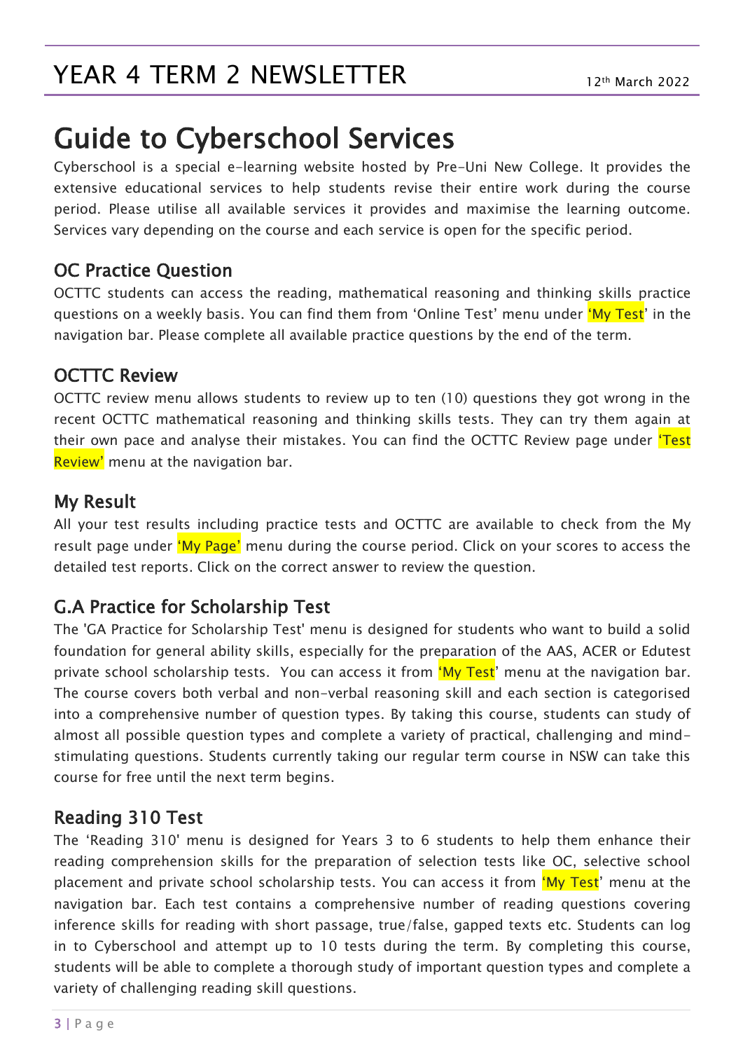# YEAR 4 TERM 2 NEWSLETTER

12th March 2022

# Guide to Cyberschool Services

Cyberschool is a special e-learning website hosted by Pre-Uni New College. It provides the extensive educational services to help students revise their entire work during the course period. Please utilise all available services it provides and maximise the learning outcome. Services vary depending on the course and each service is open for the specific period.

## OC Practice Question

OCTTC students can access the reading, mathematical reasoning and thinking skills practice questions on a weekly basis. You can find them from 'Online Test' menu under 'My Test' in the navigation bar. Please complete all available practice questions by the end of the term.

## OCTTC Review

OCTTC review menu allows students to review up to ten (10) questions they got wrong in the recent OCTTC mathematical reasoning and thinking skills tests. They can try them again at their own pace and analyse their mistakes. You can find the OCTTC Review page under 'Test Review' menu at the navigation bar.

## My Result

All your test results including practice tests and OCTTC are available to check from the My result page under 'My Page' menu during the course period. Click on your scores to access the detailed test reports. Click on the correct answer to review the question.

## G.A Practice for Scholarship Test

The 'GA Practice for Scholarship Test' menu is designed for students who want to build a solid foundation for general ability skills, especially for the preparation of the AAS, ACER or Edutest private school scholarship tests. You can access it from 'My Test' menu at the navigation bar. The course covers both verbal and non-verbal reasoning skill and each section is categorised into a comprehensive number of question types. By taking this course, students can study of almost all possible question types and complete a variety of practical, challenging and mind-stimulating questions. Students currently taking our regular term course in NSW can take this course for free until the next term begins.

## Reading 310 Test

The 'Reading 310' menu is designed for Years 3 to 6 students to help them enhance their reading comprehension skills for the preparation of selection tests like OC, selective school placement and private school scholarship tests. You can access it from 'My Test' menu at the navigation bar. Each test contains a comprehensive number of reading questions covering inference skills for reading with short passage, true/false, gapped texts etc. Students can log in to Cyberschool and attempt up to 10 tests during the term. By completing this course, students will be able to complete a thorough study of important question types and complete a variety of challenging reading skill questions.